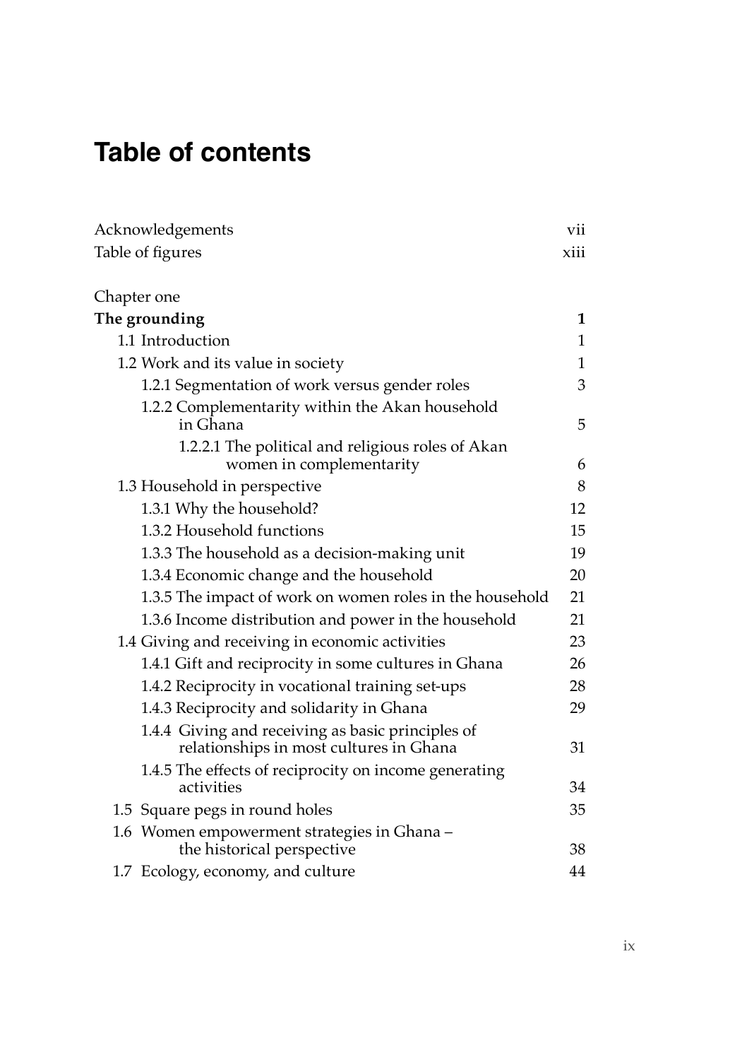# Table of contents

| | |
|---|---|
| Acknowledgements | vii |
| Table of figures | xiii |
| | |
| Chapter one | |
| **The grounding** | **1** |
| 1.1 Introduction | 1 |
| 1.2 Work and its value in society | 1 |
| 1.2.1 Segmentation of work versus gender roles | 3 |
| 1.2.2 Complementarity within the Akan household in Ghana | 5 |
| 1.2.2.1 The political and religious roles of Akan women in complementarity | 6 |
| 1.3 Household in perspective | 8 |
| 1.3.1 Why the household? | 12 |
| 1.3.2 Household functions | 15 |
| 1.3.3 The household as a decision-making unit | 19 |
| 1.3.4 Economic change and the household | 20 |
| 1.3.5 The impact of work on women roles in the household | 21 |
| 1.3.6 Income distribution and power in the household | 21 |
| 1.4 Giving and receiving in economic activities | 23 |
| 1.4.1 Gift and reciprocity in some cultures in Ghana | 26 |
| 1.4.2 Reciprocity in vocational training set-ups | 28 |
| 1.4.3 Reciprocity and solidarity in Ghana | 29 |
| 1.4.4 Giving and receiving as basic principles of relationships in most cultures in Ghana | 31 |
| 1.4.5 The effects of reciprocity on income generating activities | 34 |
| 1.5 Square pegs in round holes | 35 |
| 1.6 Women empowerment strategies in Ghana – the historical perspective | 38 |
| 1.7 Ecology, economy, and culture | 44 |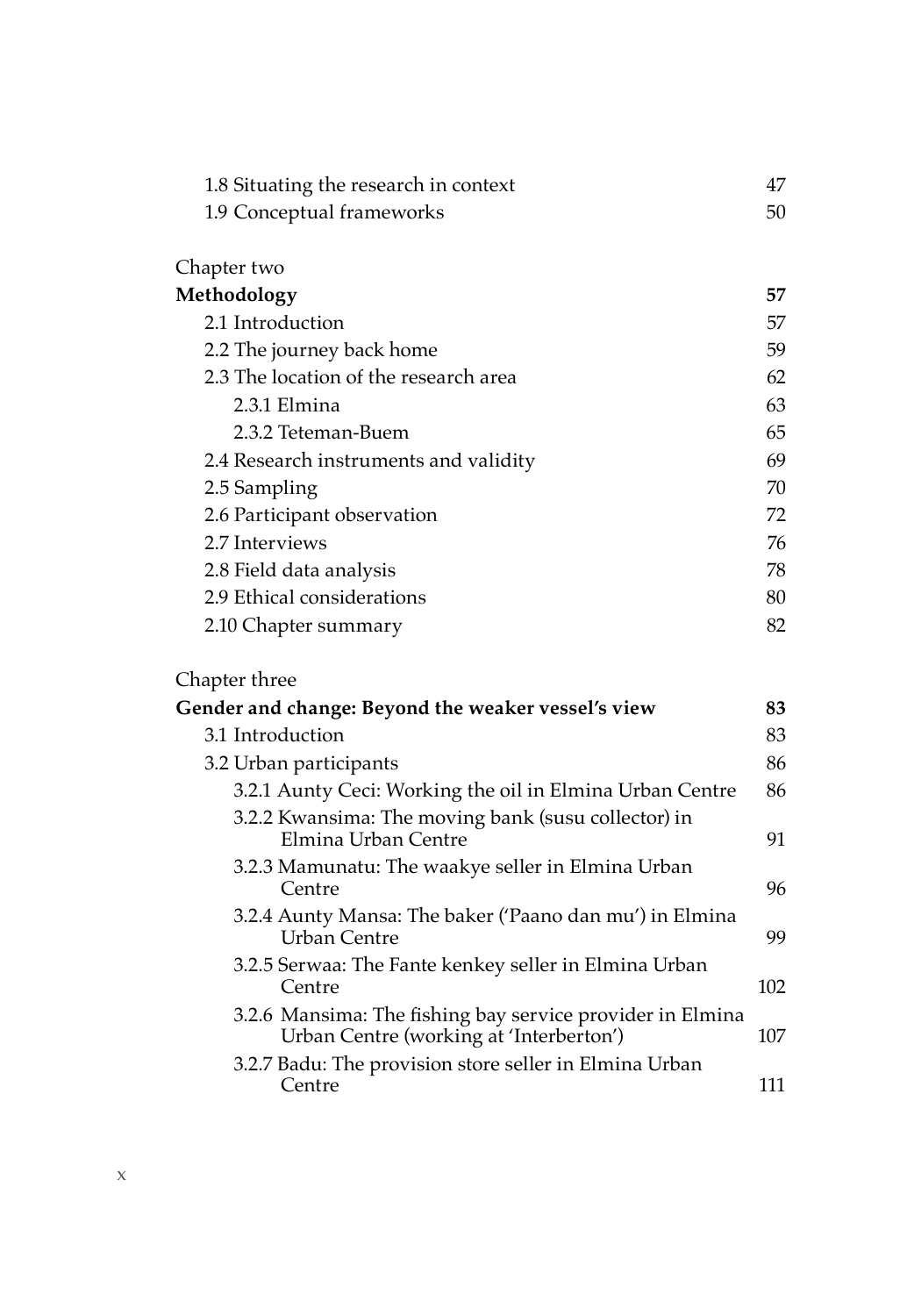1.8 Situating the research in context 47
1.9 Conceptual frameworks 50

Chapter two
**Methodology** **57**
2.1 Introduction 57
2.2 The journey back home 59
2.3 The location of the research area 62
2.3.1 Elmina 63
2.3.2 Teteman-Buem 65
2.4 Research instruments and validity 69
2.5 Sampling 70
2.6 Participant observation 72
2.7 Interviews 76
2.8 Field data analysis 78
2.9 Ethical considerations 80
2.10 Chapter summary 82

Chapter three
**Gender and change: Beyond the weaker vessel's view** **83**
3.1 Introduction 83
3.2 Urban participants 86
3.2.1 Aunty Ceci: Working the oil in Elmina Urban Centre 86
3.2.2 Kwansima: The moving bank (susu collector) in Elmina Urban Centre 91
3.2.3 Mamunatu: The waakye seller in Elmina Urban Centre 96
3.2.4 Aunty Mansa: The baker ('Paano dan mu') in Elmina Urban Centre 99
3.2.5 Serwaa: The Fante kenkey seller in Elmina Urban Centre 102
3.2.6 Mansima: The fishing bay service provider in Elmina Urban Centre (working at 'Interberton') 107
3.2.7 Badu: The provision store seller in Elmina Urban Centre 111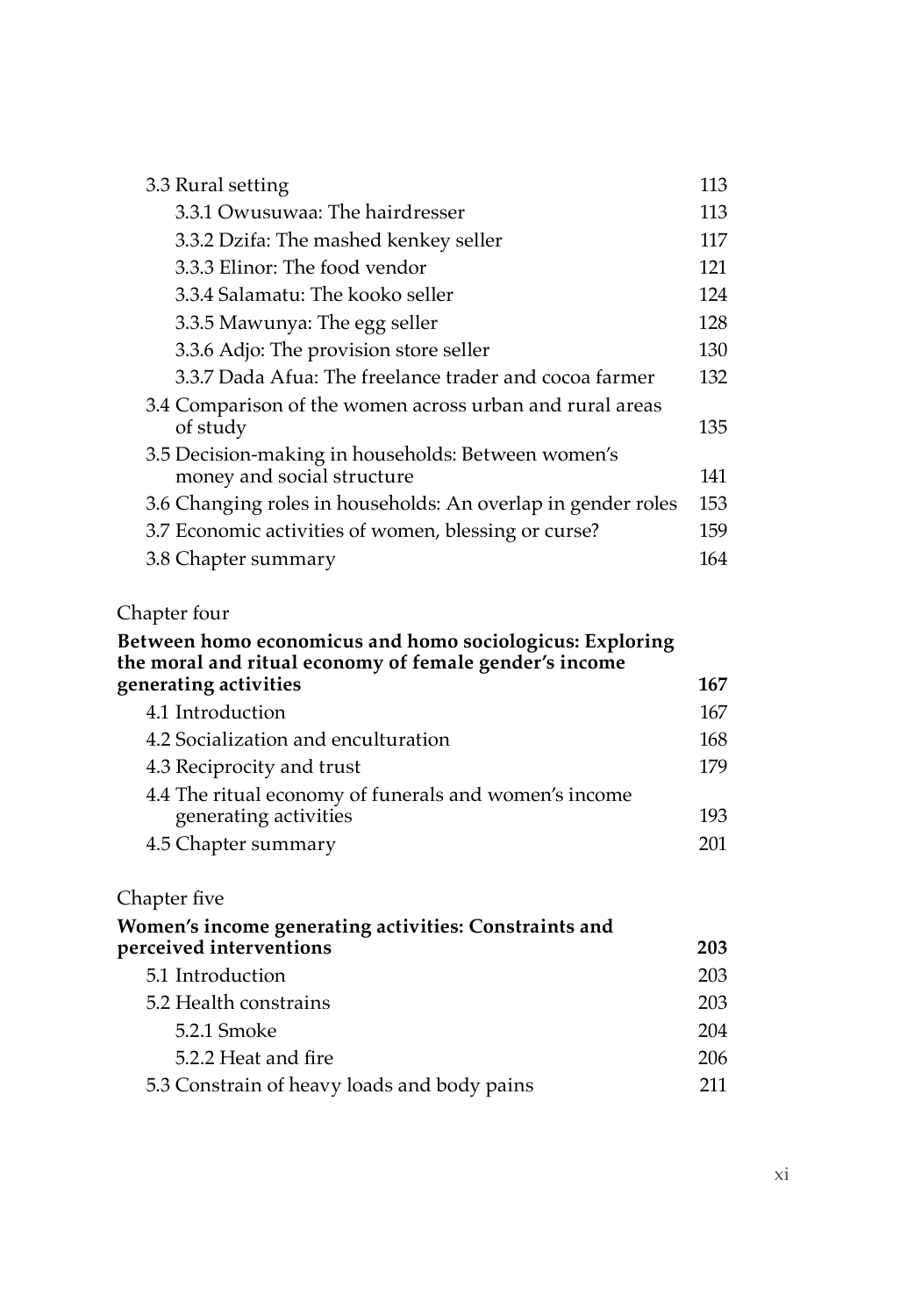3.3 Rural setting 113

3.3.1 Owusuwaa: The hairdresser 113

3.3.2 Dzifa: The mashed kenkey seller 117

3.3.3 Elinor: The food vendor 121

3.3.4 Salamatu: The kooko seller 124

3.3.5 Mawunya: The egg seller 128

3.3.6 Adjo: The provision store seller 130

3.3.7 Dada Afua: The freelance trader and cocoa farmer 132

3.4 Comparison of the women across urban and rural areas of study 135

3.5 Decision-making in households: Between women's money and social structure 141

3.6 Changing roles in households: An overlap in gender roles 153

3.7 Economic activities of women, blessing or curse? 159

3.8 Chapter summary 164

Chapter four

**Between homo economicus and homo sociologicus: Exploring the moral and ritual economy of female gender's income generating activities 167**

4.1 Introduction 167

4.2 Socialization and enculturation 168

4.3 Reciprocity and trust 179

4.4 The ritual economy of funerals and women's income generating activities 193

4.5 Chapter summary 201

Chapter five

**Women's income generating activities: Constraints and perceived interventions 203**

5.1 Introduction 203

5.2 Health constrains 203

5.2.1 Smoke 204

5.2.2 Heat and fire 206

5.3 Constrain of heavy loads and body pains 211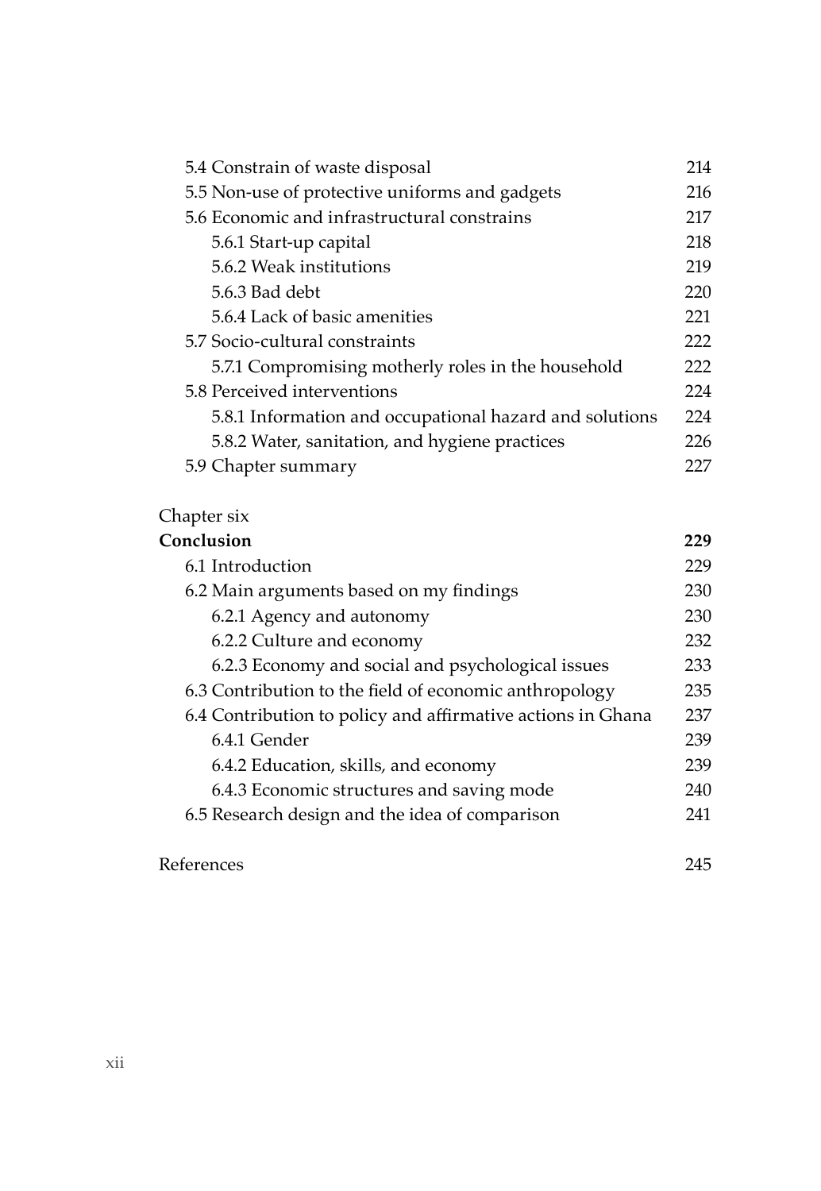| | |
|---|---|
| 5.4 Constrain of waste disposal | 214 |
| 5.5 Non-use of protective uniforms and gadgets | 216 |
| 5.6 Economic and infrastructural constrains | 217 |
| 5.6.1 Start-up capital | 218 |
| 5.6.2 Weak institutions | 219 |
| 5.6.3 Bad debt | 220 |
| 5.6.4 Lack of basic amenities | 221 |
| 5.7 Socio-cultural constraints | 222 |
| 5.7.1 Compromising motherly roles in the household | 222 |
| 5.8 Perceived interventions | 224 |
| 5.8.1 Information and occupational hazard and solutions | 224 |
| 5.8.2 Water, sanitation, and hygiene practices | 226 |
| 5.9 Chapter summary | 227 |

Chapter six

| | |
|---|---|
| **Conclusion** | **229** |
| 6.1 Introduction | 229 |
| 6.2 Main arguments based on my findings | 230 |
| 6.2.1 Agency and autonomy | 230 |
| 6.2.2 Culture and economy | 232 |
| 6.2.3 Economy and social and psychological issues | 233 |
| 6.3 Contribution to the field of economic anthropology | 235 |
| 6.4 Contribution to policy and affirmative actions in Ghana | 237 |
| 6.4.1 Gender | 239 |
| 6.4.2 Education, skills, and economy | 239 |
| 6.4.3 Economic structures and saving mode | 240 |
| 6.5 Research design and the idea of comparison | 241 |

| | |
|---|---|
| References | 245 |